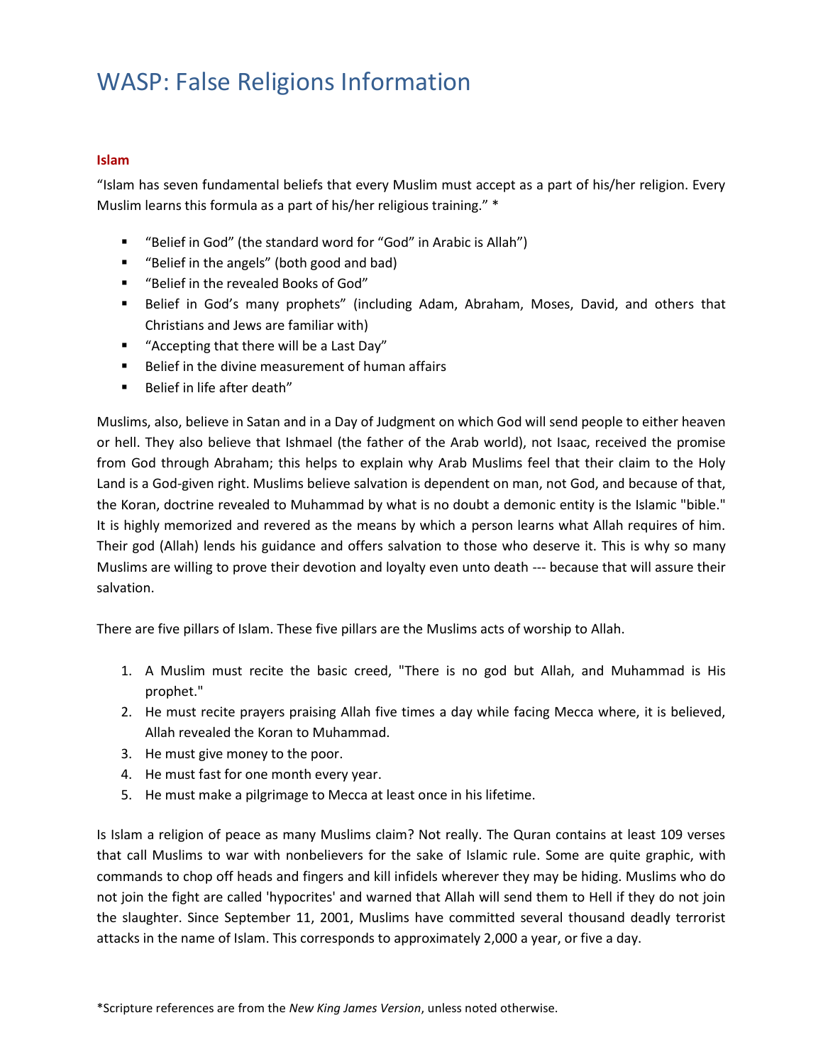# WASP: False Religions Information

**Islam**

"Islam has seven fundamental beliefs that every Muslim must accept as a part of his/her religion. Every Muslim learns this formula as a part of his/her religious training." *

- "Belief in God" (the standard word for "God" in Arabic is Allah")
- "Belief in the angels" (both good and bad)
- "Belief in the revealed Books of God"
- Belief in God's many prophets" (including Adam, Abraham, Moses, David, and others that Christians and Jews are familiar with)
- "Accepting that there will be a Last Day"
- Belief in the divine measurement of human affairs
- Belief in life after death"

Muslims, also, believe in Satan and in a Day of Judgment on which God will send people to either heaven or hell. They also believe that Ishmael (the father of the Arab world), not Isaac, received the promise from God through Abraham; this helps to explain why Arab Muslims feel that their claim to the Holy Land is a God-given right. Muslims believe salvation is dependent on man, not God, and because of that, the Koran, doctrine revealed to Muhammad by what is no doubt a demonic entity is the Islamic "bible." It is highly memorized and revered as the means by which a person learns what Allah requires of him. Their god (Allah) lends his guidance and offers salvation to those who deserve it. This is why so many Muslims are willing to prove their devotion and loyalty even unto death --- because that will assure their salvation.

There are five pillars of Islam. These five pillars are the Muslims acts of worship to Allah.

1. A Muslim must recite the basic creed, "There is no god but Allah, and Muhammad is His prophet."
2. He must recite prayers praising Allah five times a day while facing Mecca where, it is believed, Allah revealed the Koran to Muhammad.
3. He must give money to the poor.
4. He must fast for one month every year.
5. He must make a pilgrimage to Mecca at least once in his lifetime.

Is Islam a religion of peace as many Muslims claim? Not really. The Quran contains at least 109 verses that call Muslims to war with nonbelievers for the sake of Islamic rule. Some are quite graphic, with commands to chop off heads and fingers and kill infidels wherever they may be hiding. Muslims who do not join the fight are called 'hypocrites' and warned that Allah will send them to Hell if they do not join the slaughter. Since September 11, 2001, Muslims have committed several thousand deadly terrorist attacks in the name of Islam. This corresponds to approximately 2,000 a year, or five a day.

*Scripture references are from the *New King James Version*, unless noted otherwise.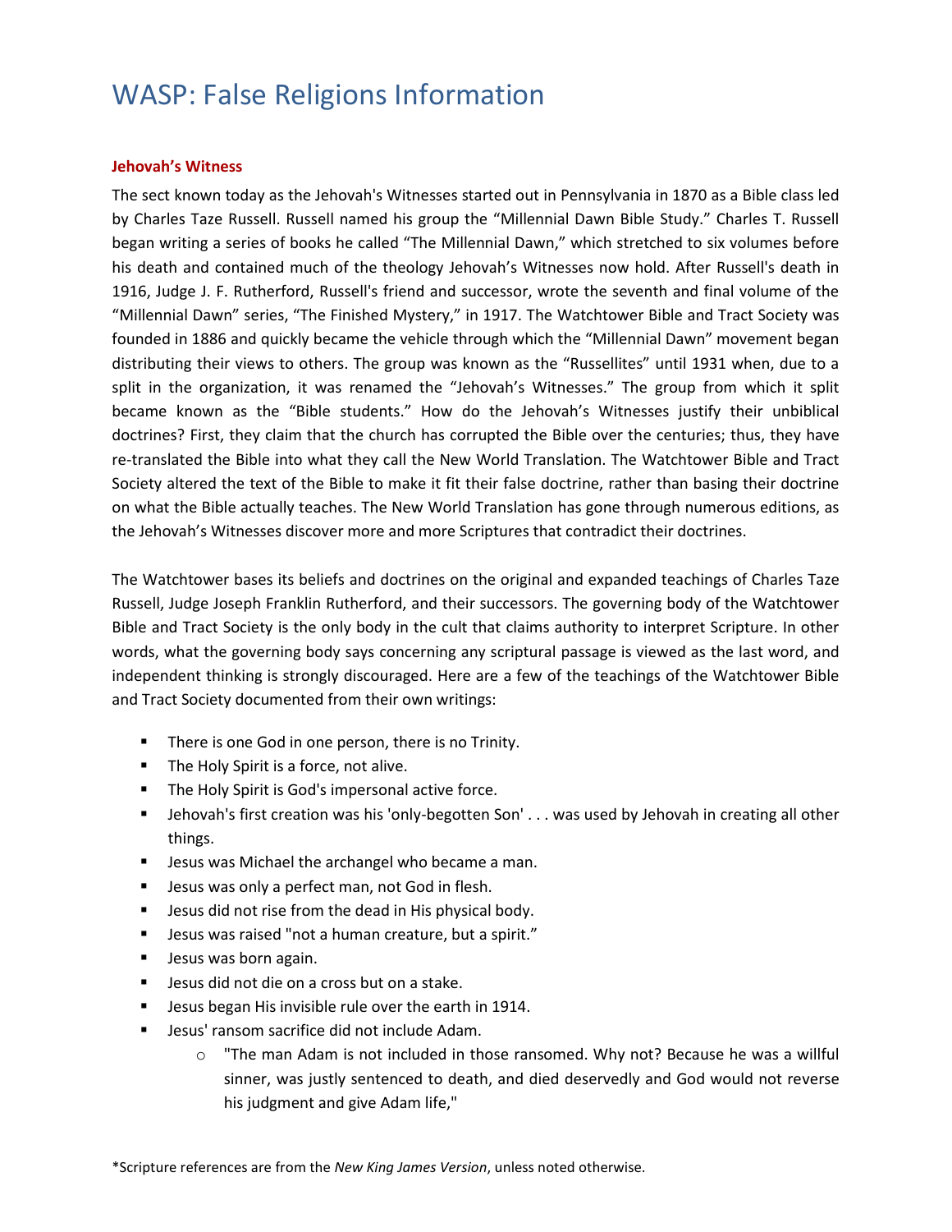# WASP: False Religions Information

**Jehovah's Witness**

The sect known today as the Jehovah's Witnesses started out in Pennsylvania in 1870 as a Bible class led by Charles Taze Russell. Russell named his group the "Millennial Dawn Bible Study." Charles T. Russell began writing a series of books he called "The Millennial Dawn," which stretched to six volumes before his death and contained much of the theology Jehovah's Witnesses now hold. After Russell's death in 1916, Judge J. F. Rutherford, Russell's friend and successor, wrote the seventh and final volume of the "Millennial Dawn" series, "The Finished Mystery," in 1917. The Watchtower Bible and Tract Society was founded in 1886 and quickly became the vehicle through which the "Millennial Dawn" movement began distributing their views to others. The group was known as the "Russellites" until 1931 when, due to a split in the organization, it was renamed the "Jehovah's Witnesses." The group from which it split became known as the "Bible students." How do the Jehovah's Witnesses justify their unbiblical doctrines? First, they claim that the church has corrupted the Bible over the centuries; thus, they have re-translated the Bible into what they call the New World Translation. The Watchtower Bible and Tract Society altered the text of the Bible to make it fit their false doctrine, rather than basing their doctrine on what the Bible actually teaches. The New World Translation has gone through numerous editions, as the Jehovah's Witnesses discover more and more Scriptures that contradict their doctrines.

The Watchtower bases its beliefs and doctrines on the original and expanded teachings of Charles Taze Russell, Judge Joseph Franklin Rutherford, and their successors. The governing body of the Watchtower Bible and Tract Society is the only body in the cult that claims authority to interpret Scripture. In other words, what the governing body says concerning any scriptural passage is viewed as the last word, and independent thinking is strongly discouraged. Here are a few of the teachings of the Watchtower Bible and Tract Society documented from their own writings:

- There is one God in one person, there is no Trinity.
- The Holy Spirit is a force, not alive.
- The Holy Spirit is God's impersonal active force.
- Jehovah's first creation was his 'only-begotten Son' . . . was used by Jehovah in creating all other things.
- Jesus was Michael the archangel who became a man.
- Jesus was only a perfect man, not God in flesh.
- Jesus did not rise from the dead in His physical body.
- Jesus was raised "not a human creature, but a spirit."
- Jesus was born again.
- Jesus did not die on a cross but on a stake.
- Jesus began His invisible rule over the earth in 1914.
- Jesus' ransom sacrifice did not include Adam.
    - "The man Adam is not included in those ransomed. Why not? Because he was a willful sinner, was justly sentenced to death, and died deservedly and God would not reverse his judgment and give Adam life,"

*Scripture references are from the *New King James Version*, unless noted otherwise.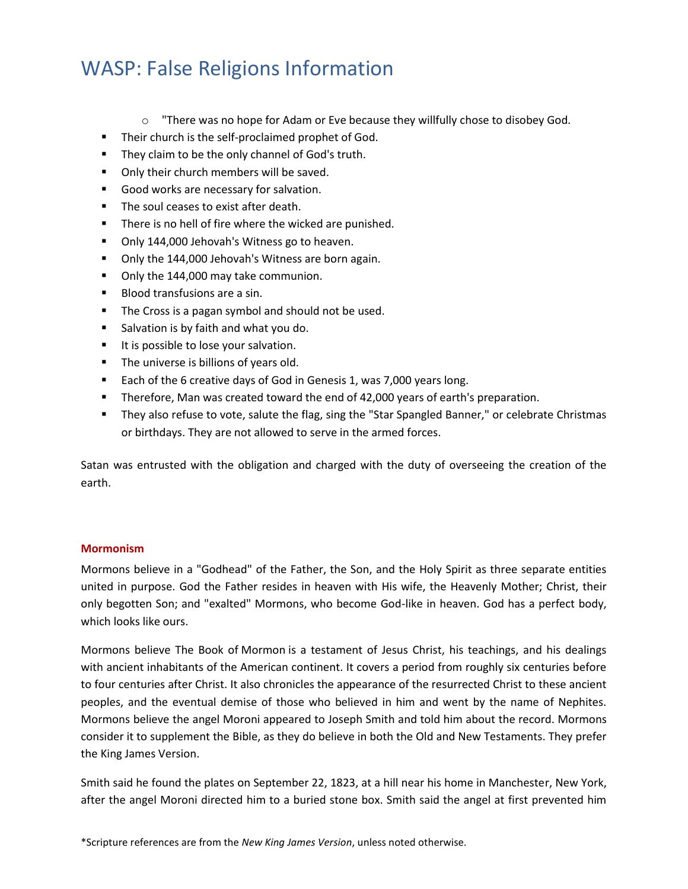# WASP: False Religions Information

- "There was no hope for Adam or Eve because they willfully chose to disobey God.
- Their church is the self-proclaimed prophet of God.
- They claim to be the only channel of God's truth.
- Only their church members will be saved.
- Good works are necessary for salvation.
- The soul ceases to exist after death.
- There is no hell of fire where the wicked are punished.
- Only 144,000 Jehovah's Witness go to heaven.
- Only the 144,000 Jehovah's Witness are born again.
- Only the 144,000 may take communion.
- Blood transfusions are a sin.
- The Cross is a pagan symbol and should not be used.
- Salvation is by faith and what you do.
- It is possible to lose your salvation.
- The universe is billions of years old.
- Each of the 6 creative days of God in Genesis 1, was 7,000 years long.
- Therefore, Man was created toward the end of 42,000 years of earth's preparation.
- They also refuse to vote, salute the flag, sing the "Star Spangled Banner," or celebrate Christmas or birthdays. They are not allowed to serve in the armed forces.

Satan was entrusted with the obligation and charged with the duty of overseeing the creation of the earth.

**Mormonism**

Mormons believe in a "Godhead" of the Father, the Son, and the Holy Spirit as three separate entities united in purpose. God the Father resides in heaven with His wife, the Heavenly Mother; Christ, their only begotten Son; and "exalted" Mormons, who become God-like in heaven. God has a perfect body, which looks like ours.

Mormons believe The Book of Mormon is a testament of Jesus Christ, his teachings, and his dealings with ancient inhabitants of the American continent. It covers a period from roughly six centuries before to four centuries after Christ. It also chronicles the appearance of the resurrected Christ to these ancient peoples, and the eventual demise of those who believed in him and went by the name of Nephites. Mormons believe the angel Moroni appeared to Joseph Smith and told him about the record. Mormons consider it to supplement the Bible, as they do believe in both the Old and New Testaments. They prefer the King James Version.

Smith said he found the plates on September 22, 1823, at a hill near his home in Manchester, New York, after the angel Moroni directed him to a buried stone box. Smith said the angel at first prevented him

*Scripture references are from the *New King James Version*, unless noted otherwise.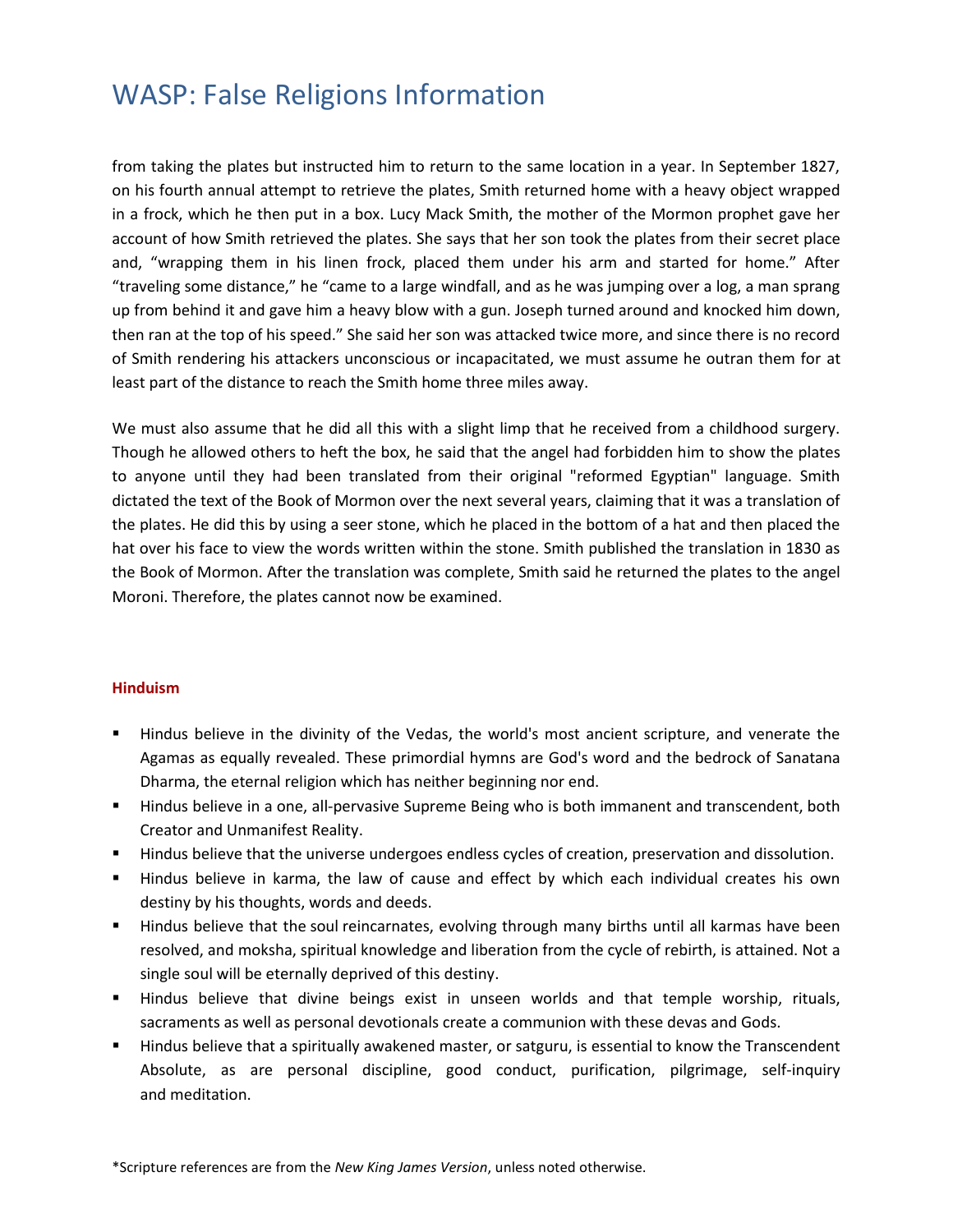from taking the plates but instructed him to return to the same location in a year. In September 1827, on his fourth annual attempt to retrieve the plates, Smith returned home with a heavy object wrapped in a frock, which he then put in a box. Lucy Mack Smith, the mother of the Mormon prophet gave her account of how Smith retrieved the plates. She says that her son took the plates from their secret place and, "wrapping them in his linen frock, placed them under his arm and started for home." After "traveling some distance," he "came to a large windfall, and as he was jumping over a log, a man sprang up from behind it and gave him a heavy blow with a gun. Joseph turned around and knocked him down, then ran at the top of his speed." She said her son was attacked twice more, and since there is no record of Smith rendering his attackers unconscious or incapacitated, we must assume he outran them for at least part of the distance to reach the Smith home three miles away.

We must also assume that he did all this with a slight limp that he received from a childhood surgery. Though he allowed others to heft the box, he said that the angel had forbidden him to show the plates to anyone until they had been translated from their original "reformed Egyptian" language. Smith dictated the text of the Book of Mormon over the next several years, claiming that it was a translation of the plates. He did this by using a seer stone, which he placed in the bottom of a hat and then placed the hat over his face to view the words written within the stone. Smith published the translation in 1830 as the Book of Mormon. After the translation was complete, Smith said he returned the plates to the angel Moroni. Therefore, the plates cannot now be examined.

### Hinduism

- Hindus believe in the divinity of the Vedas, the world's most ancient scripture, and venerate the Agamas as equally revealed. These primordial hymns are God's word and the bedrock of Sanatana Dharma, the eternal religion which has neither beginning nor end.
- Hindus believe in a one, all-pervasive Supreme Being who is both immanent and transcendent, both Creator and Unmanifest Reality.
- Hindus believe that the universe undergoes endless cycles of creation, preservation and dissolution.
- Hindus believe in karma, the law of cause and effect by which each individual creates his own destiny by his thoughts, words and deeds.
- Hindus believe that the soul reincarnates, evolving through many births until all karmas have been resolved, and moksha, spiritual knowledge and liberation from the cycle of rebirth, is attained. Not a single soul will be eternally deprived of this destiny.
- Hindus believe that divine beings exist in unseen worlds and that temple worship, rituals, sacraments as well as personal devotionals create a communion with these devas and Gods.
- Hindus believe that a spiritually awakened master, or satguru, is essential to know the Transcendent Absolute, as are personal discipline, good conduct, purification, pilgrimage, self-inquiry and meditation.

*Scripture references are from the *New King James Version*, unless noted otherwise.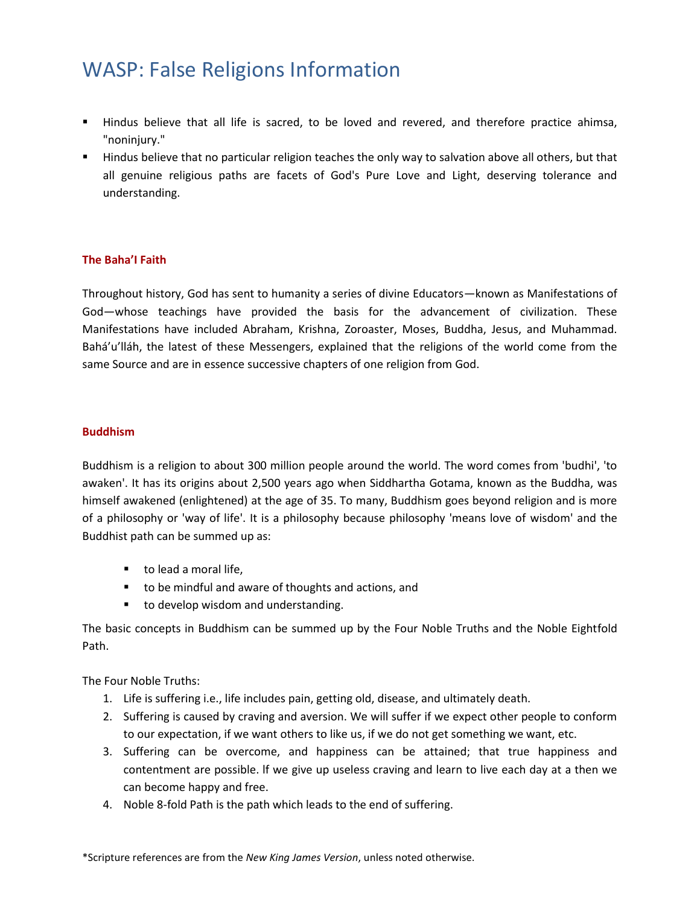# WASP: False Religions Information

- Hindus believe that all life is sacred, to be loved and revered, and therefore practice ahimsa, "noninjury."
- Hindus believe that no particular religion teaches the only way to salvation above all others, but that all genuine religious paths are facets of God's Pure Love and Light, deserving tolerance and understanding.

### The Baha'I Faith

Throughout history, God has sent to humanity a series of divine Educators—known as Manifestations of God—whose teachings have provided the basis for the advancement of civilization. These Manifestations have included Abraham, Krishna, Zoroaster, Moses, Buddha, Jesus, and Muhammad. Bahá'u'lláh, the latest of these Messengers, explained that the religions of the world come from the same Source and are in essence successive chapters of one religion from God.

### Buddhism

Buddhism is a religion to about 300 million people around the world. The word comes from 'budhi', 'to awaken'. It has its origins about 2,500 years ago when Siddhartha Gotama, known as the Buddha, was himself awakened (enlightened) at the age of 35. To many, Buddhism goes beyond religion and is more of a philosophy or 'way of life'. It is a philosophy because philosophy 'means love of wisdom' and the Buddhist path can be summed up as:

- to lead a moral life,
- to be mindful and aware of thoughts and actions, and
- to develop wisdom and understanding.

The basic concepts in Buddhism can be summed up by the Four Noble Truths and the Noble Eightfold Path.

The Four Noble Truths:

1. Life is suffering i.e., life includes pain, getting old, disease, and ultimately death.
2. Suffering is caused by craving and aversion. We will suffer if we expect other people to conform to our expectation, if we want others to like us, if we do not get something we want, etc.
3. Suffering can be overcome, and happiness can be attained; that true happiness and contentment are possible. If we give up useless craving and learn to live each day at a then we can become happy and free.
4. Noble 8-fold Path is the path which leads to the end of suffering.

*Scripture references are from the *New King James Version*, unless noted otherwise.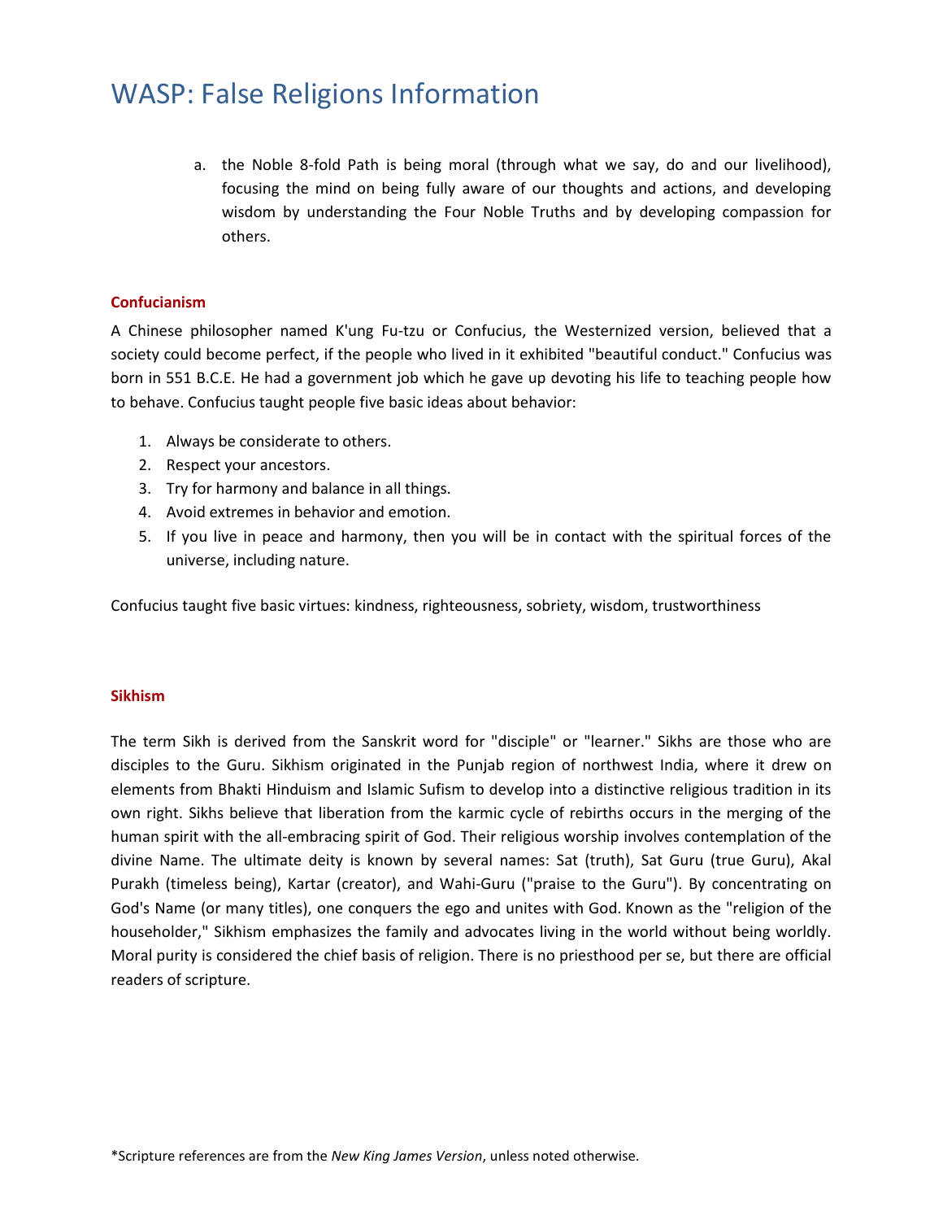a. the Noble 8-fold Path is being moral (through what we say, do and our livelihood), focusing the mind on being fully aware of our thoughts and actions, and developing wisdom by understanding the Four Noble Truths and by developing compassion for others.

### Confucianism

A Chinese philosopher named K'ung Fu-tzu or Confucius, the Westernized version, believed that a society could become perfect, if the people who lived in it exhibited "beautiful conduct." Confucius was born in 551 B.C.E. He had a government job which he gave up devoting his life to teaching people how to behave. Confucius taught people five basic ideas about behavior:

1. Always be considerate to others.
2. Respect your ancestors.
3. Try for harmony and balance in all things.
4. Avoid extremes in behavior and emotion.
5. If you live in peace and harmony, then you will be in contact with the spiritual forces of the universe, including nature.

Confucius taught five basic virtues: kindness, righteousness, sobriety, wisdom, trustworthiness

### Sikhism

The term Sikh is derived from the Sanskrit word for "disciple" or "learner." Sikhs are those who are disciples to the Guru. Sikhism originated in the Punjab region of northwest India, where it drew on elements from Bhakti Hinduism and Islamic Sufism to develop into a distinctive religious tradition in its own right. Sikhs believe that liberation from the karmic cycle of rebirths occurs in the merging of the human spirit with the all-embracing spirit of God. Their religious worship involves contemplation of the divine Name. The ultimate deity is known by several names: Sat (truth), Sat Guru (true Guru), Akal Purakh (timeless being), Kartar (creator), and Wahi-Guru ("praise to the Guru"). By concentrating on God's Name (or many titles), one conquers the ego and unites with God. Known as the "religion of the householder," Sikhism emphasizes the family and advocates living in the world without being worldly. Moral purity is considered the chief basis of religion. There is no priesthood per se, but there are official readers of scripture.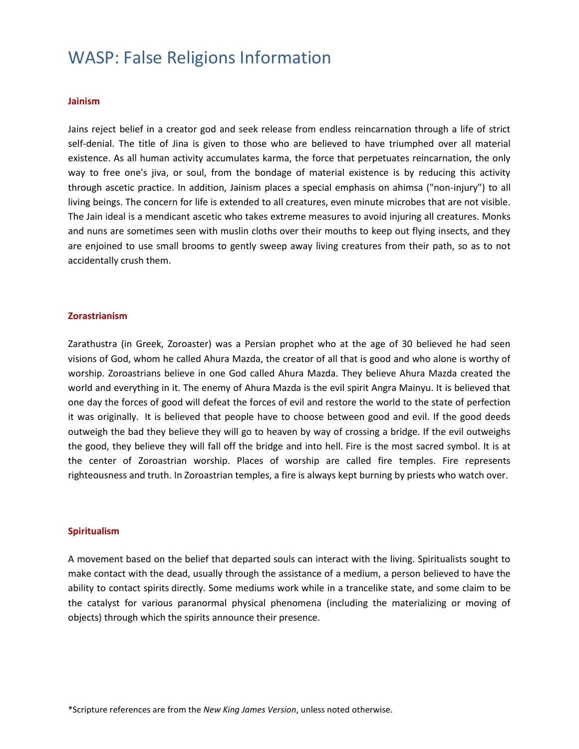# WASP: False Religions Information

### Jainism

Jains reject belief in a creator god and seek release from endless reincarnation through a life of strict self-denial. The title of Jina is given to those who are believed to have triumphed over all material existence. As all human activity accumulates karma, the force that perpetuates reincarnation, the only way to free one's jiva, or soul, from the bondage of material existence is by reducing this activity through ascetic practice. In addition, Jainism places a special emphasis on ahimsa ("non-injury") to all living beings. The concern for life is extended to all creatures, even minute microbes that are not visible. The Jain ideal is a mendicant ascetic who takes extreme measures to avoid injuring all creatures. Monks and nuns are sometimes seen with muslin cloths over their mouths to keep out flying insects, and they are enjoined to use small brooms to gently sweep away living creatures from their path, so as to not accidentally crush them.

### Zorastrianism

Zarathustra (in Greek, Zoroaster) was a Persian prophet who at the age of 30 believed he had seen visions of God, whom he called Ahura Mazda, the creator of all that is good and who alone is worthy of worship. Zoroastrians believe in one God called Ahura Mazda. They believe Ahura Mazda created the world and everything in it. The enemy of Ahura Mazda is the evil spirit Angra Mainyu. It is believed that one day the forces of good will defeat the forces of evil and restore the world to the state of perfection it was originally. It is believed that people have to choose between good and evil. If the good deeds outweigh the bad they believe they will go to heaven by way of crossing a bridge. If the evil outweighs the good, they believe they will fall off the bridge and into hell. Fire is the most sacred symbol. It is at the center of Zoroastrian worship. Places of worship are called fire temples. Fire represents righteousness and truth. In Zoroastrian temples, a fire is always kept burning by priests who watch over.

### Spiritualism

A movement based on the belief that departed souls can interact with the living. Spiritualists sought to make contact with the dead, usually through the assistance of a medium, a person believed to have the ability to contact spirits directly. Some mediums work while in a trancelike state, and some claim to be the catalyst for various paranormal physical phenomena (including the materializing or moving of objects) through which the spirits announce their presence.

*Scripture references are from the *New King James Version*, unless noted otherwise.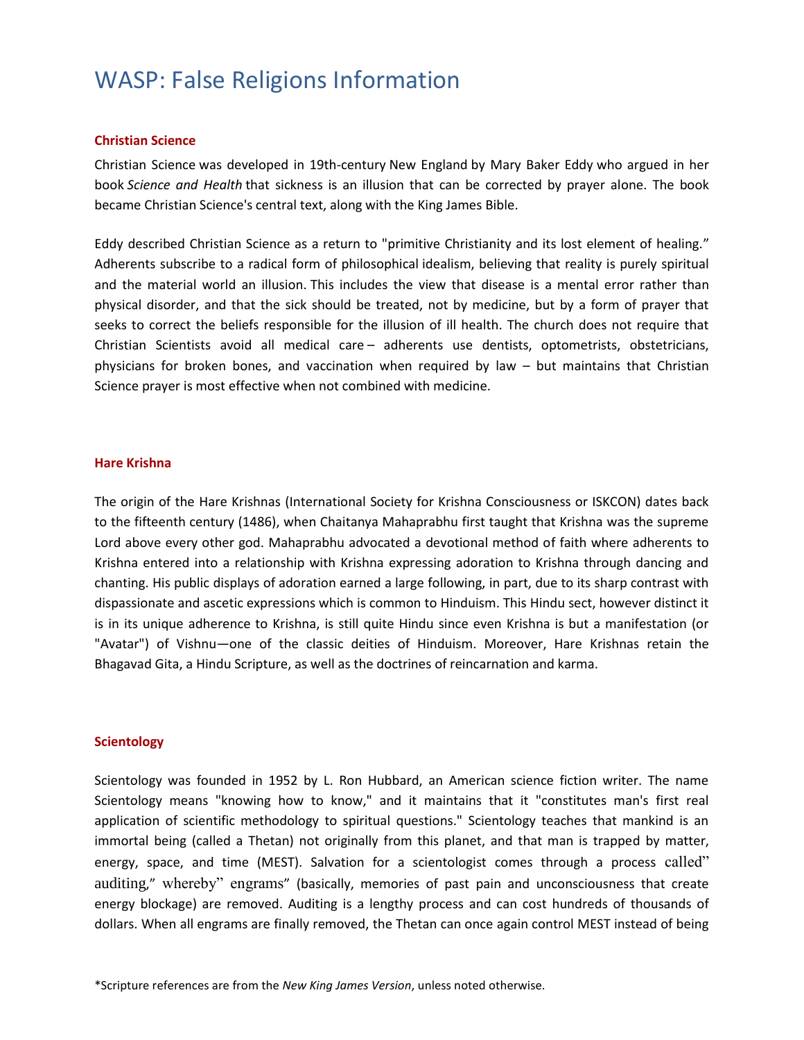# WASP: False Religions Information

### Christian Science

Christian Science was developed in 19th-century New England by Mary Baker Eddy who argued in her book *Science and Health* that sickness is an illusion that can be corrected by prayer alone. The book became Christian Science's central text, along with the King James Bible.

Eddy described Christian Science as a return to "primitive Christianity and its lost element of healing." Adherents subscribe to a radical form of philosophical idealism, believing that reality is purely spiritual and the material world an illusion. This includes the view that disease is a mental error rather than physical disorder, and that the sick should be treated, not by medicine, but by a form of prayer that seeks to correct the beliefs responsible for the illusion of ill health. The church does not require that Christian Scientists avoid all medical care – adherents use dentists, optometrists, obstetricians, physicians for broken bones, and vaccination when required by law – but maintains that Christian Science prayer is most effective when not combined with medicine.

### Hare Krishna

The origin of the Hare Krishnas (International Society for Krishna Consciousness or ISKCON) dates back to the fifteenth century (1486), when Chaitanya Mahaprabhu first taught that Krishna was the supreme Lord above every other god. Mahaprabhu advocated a devotional method of faith where adherents to Krishna entered into a relationship with Krishna expressing adoration to Krishna through dancing and chanting. His public displays of adoration earned a large following, in part, due to its sharp contrast with dispassionate and ascetic expressions which is common to Hinduism. This Hindu sect, however distinct it is in its unique adherence to Krishna, is still quite Hindu since even Krishna is but a manifestation (or "Avatar") of Vishnu—one of the classic deities of Hinduism. Moreover, Hare Krishnas retain the Bhagavad Gita, a Hindu Scripture, as well as the doctrines of reincarnation and karma.

### Scientology

Scientology was founded in 1952 by L. Ron Hubbard, an American science fiction writer. The name Scientology means "knowing how to know," and it maintains that it "constitutes man's first real application of scientific methodology to spiritual questions." Scientology teaches that mankind is an immortal being (called a Thetan) not originally from this planet, and that man is trapped by matter, energy, space, and time (MEST). Salvation for a scientologist comes through a process called" auditing," whereby" engrams" (basically, memories of past pain and unconsciousness that create energy blockage) are removed. Auditing is a lengthy process and can cost hundreds of thousands of dollars. When all engrams are finally removed, the Thetan can once again control MEST instead of being

*Scripture references are from the *New King James Version*, unless noted otherwise.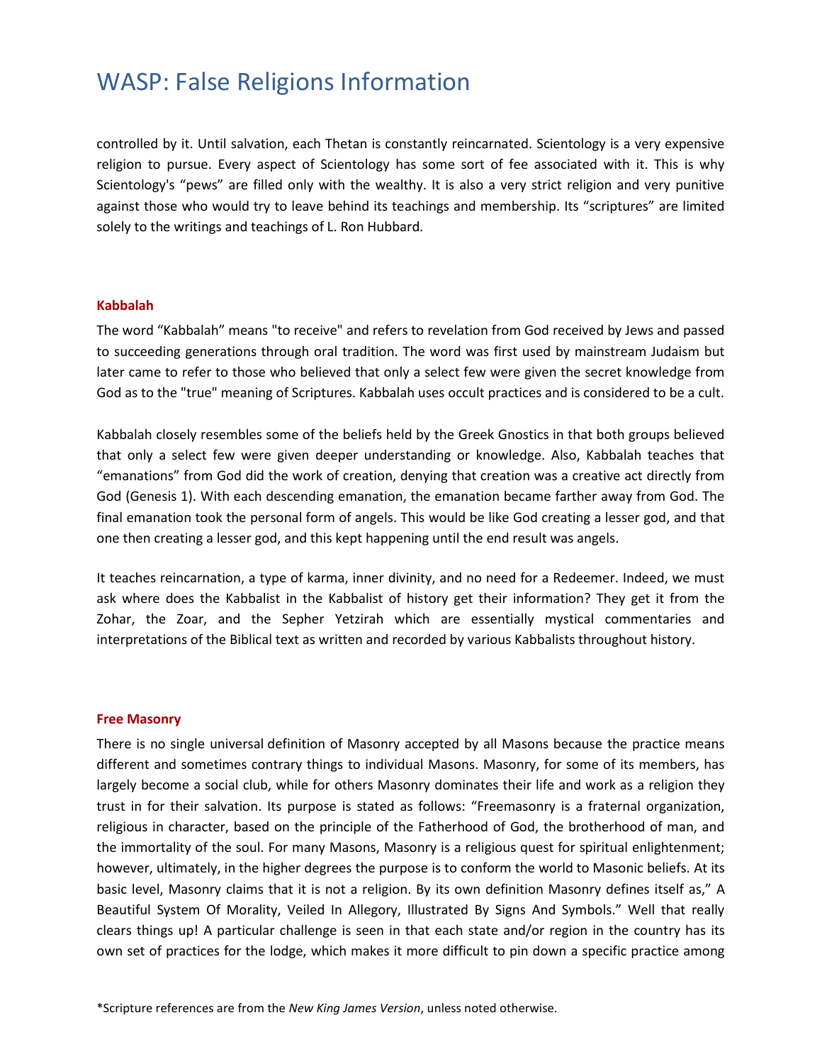controlled by it. Until salvation, each Thetan is constantly reincarnated. Scientology is a very expensive religion to pursue. Every aspect of Scientology has some sort of fee associated with it. This is why Scientology's "pews" are filled only with the wealthy. It is also a very strict religion and very punitive against those who would try to leave behind its teachings and membership. Its "scriptures" are limited solely to the writings and teachings of L. Ron Hubbard.

### Kabbalah

The word "Kabbalah" means "to receive" and refers to revelation from God received by Jews and passed to succeeding generations through oral tradition. The word was first used by mainstream Judaism but later came to refer to those who believed that only a select few were given the secret knowledge from God as to the "true" meaning of Scriptures. Kabbalah uses occult practices and is considered to be a cult.

Kabbalah closely resembles some of the beliefs held by the Greek Gnostics in that both groups believed that only a select few were given deeper understanding or knowledge. Also, Kabbalah teaches that "emanations" from God did the work of creation, denying that creation was a creative act directly from God (Genesis 1). With each descending emanation, the emanation became farther away from God. The final emanation took the personal form of angels. This would be like God creating a lesser god, and that one then creating a lesser god, and this kept happening until the end result was angels.

It teaches reincarnation, a type of karma, inner divinity, and no need for a Redeemer. Indeed, we must ask where does the Kabbalist in the Kabbalist of history get their information? They get it from the Zohar, the Zoar, and the Sepher Yetzirah which are essentially mystical commentaries and interpretations of the Biblical text as written and recorded by various Kabbalists throughout history.

### Free Masonry

There is no single universal definition of Masonry accepted by all Masons because the practice means different and sometimes contrary things to individual Masons. Masonry, for some of its members, has largely become a social club, while for others Masonry dominates their life and work as a religion they trust in for their salvation. Its purpose is stated as follows: "Freemasonry is a fraternal organization, religious in character, based on the principle of the Fatherhood of God, the brotherhood of man, and the immortality of the soul. For many Masons, Masonry is a religious quest for spiritual enlightenment; however, ultimately, in the higher degrees the purpose is to conform the world to Masonic beliefs. At its basic level, Masonry claims that it is not a religion. By its own definition Masonry defines itself as," A Beautiful System Of Morality, Veiled In Allegory, Illustrated By Signs And Symbols." Well that really clears things up! A particular challenge is seen in that each state and/or region in the country has its own set of practices for the lodge, which makes it more difficult to pin down a specific practice among

*Scripture references are from the *New King James Version*, unless noted otherwise.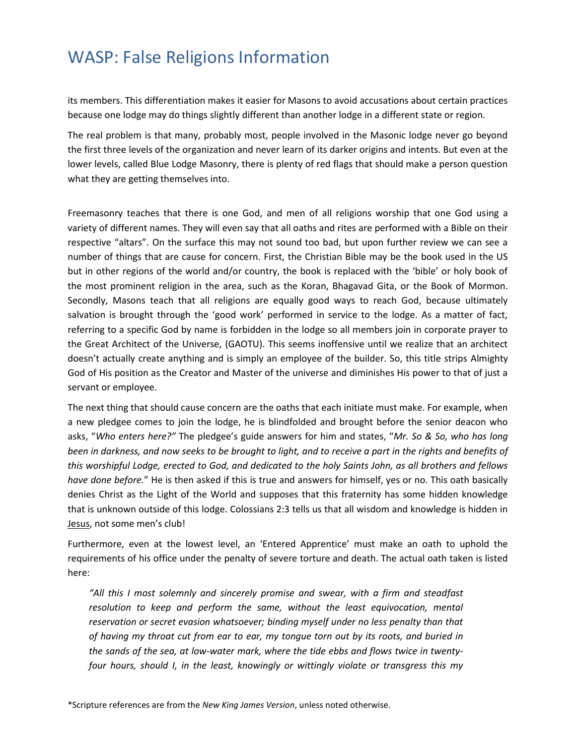its members. This differentiation makes it easier for Masons to avoid accusations about certain practices because one lodge may do things slightly different than another lodge in a different state or region.

The real problem is that many, probably most, people involved in the Masonic lodge never go beyond the first three levels of the organization and never learn of its darker origins and intents. But even at the lower levels, called Blue Lodge Masonry, there is plenty of red flags that should make a person question what they are getting themselves into.

Freemasonry teaches that there is one God, and men of all religions worship that one God using a variety of different names. They will even say that all oaths and rites are performed with a Bible on their respective "altars". On the surface this may not sound too bad, but upon further review we can see a number of things that are cause for concern. First, the Christian Bible may be the book used in the US but in other regions of the world and/or country, the book is replaced with the 'bible' or holy book of the most prominent religion in the area, such as the Koran, Bhagavad Gita, or the Book of Mormon. Secondly, Masons teach that all religions are equally good ways to reach God, because ultimately salvation is brought through the 'good work' performed in service to the lodge. As a matter of fact, referring to a specific God by name is forbidden in the lodge so all members join in corporate prayer to the Great Architect of the Universe, (GAOTU). This seems inoffensive until we realize that an architect doesn't actually create anything and is simply an employee of the builder. So, this title strips Almighty God of His position as the Creator and Master of the universe and diminishes His power to that of just a servant or employee.

The next thing that should cause concern are the oaths that each initiate must make. For example, when a new pledgee comes to join the lodge, he is blindfolded and brought before the senior deacon who asks, "*Who enters here?*" The pledgee's guide answers for him and states, "*Mr. So & So, who has long been in darkness, and now seeks to be brought to light, and to receive a part in the rights and benefits of this worshipful Lodge, erected to God, and dedicated to the holy Saints John, as all brothers and fellows have done before.*" He is then asked if this is true and answers for himself, yes or no. This oath basically denies Christ as the Light of the World and supposes that this fraternity has some hidden knowledge that is unknown outside of this lodge. Colossians 2:3 tells us that all wisdom and knowledge is hidden in Jesus, not some men's club!

Furthermore, even at the lowest level, an 'Entered Apprentice' must make an oath to uphold the requirements of his office under the penalty of severe torture and death. The actual oath taken is listed here:

> *"All this I most solemnly and sincerely promise and swear, with a firm and steadfast resolution to keep and perform the same, without the least equivocation, mental reservation or secret evasion whatsoever; binding myself under no less penalty than that of having my throat cut from ear to ear, my tongue torn out by its roots, and buried in the sands of the sea, at low-water mark, where the tide ebbs and flows twice in twenty-four hours, should I, in the least, knowingly or wittingly violate or transgress this my*

*Scripture references are from the *New King James Version*, unless noted otherwise.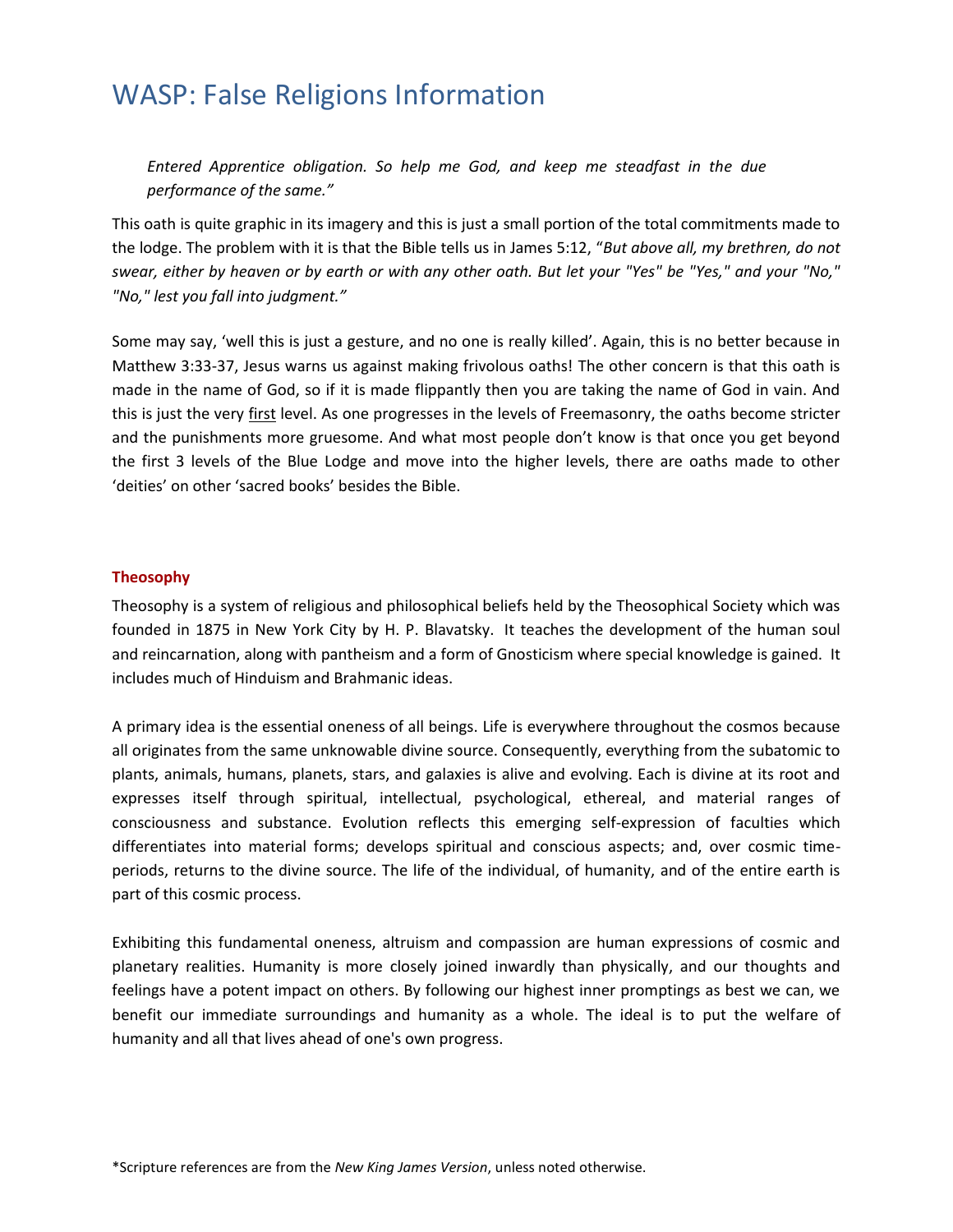*Entered Apprentice obligation. So help me God, and keep me steadfast in the due performance of the same."*

This oath is quite graphic in its imagery and this is just a small portion of the total commitments made to the lodge. The problem with it is that the Bible tells us in James 5:12, "*But above all, my brethren, do not swear, either by heaven or by earth or with any other oath. But let your "Yes" be "Yes," and your "No," "No," lest you fall into judgment."*

Some may say, 'well this is just a gesture, and no one is really killed'. Again, this is no better because in Matthew 3:33-37, Jesus warns us against making frivolous oaths! The other concern is that this oath is made in the name of God, so if it is made flippantly then you are taking the name of God in vain. And this is just the very <u>first</u> level. As one progresses in the levels of Freemasonry, the oaths become stricter and the punishments more gruesome. And what most people don't know is that once you get beyond the first 3 levels of the Blue Lodge and move into the higher levels, there are oaths made to other 'deities' on other 'sacred books' besides the Bible.

### Theosophy

Theosophy is a system of religious and philosophical beliefs held by the Theosophical Society which was founded in 1875 in New York City by H. P. Blavatsky. It teaches the development of the human soul and reincarnation, along with pantheism and a form of Gnosticism where special knowledge is gained. It includes much of Hinduism and Brahmanic ideas.

A primary idea is the essential oneness of all beings. Life is everywhere throughout the cosmos because all originates from the same unknowable divine source. Consequently, everything from the subatomic to plants, animals, humans, planets, stars, and galaxies is alive and evolving. Each is divine at its root and expresses itself through spiritual, intellectual, psychological, ethereal, and material ranges of consciousness and substance. Evolution reflects this emerging self-expression of faculties which differentiates into material forms; develops spiritual and conscious aspects; and, over cosmic time-periods, returns to the divine source. The life of the individual, of humanity, and of the entire earth is part of this cosmic process.

Exhibiting this fundamental oneness, altruism and compassion are human expressions of cosmic and planetary realities. Humanity is more closely joined inwardly than physically, and our thoughts and feelings have a potent impact on others. By following our highest inner promptings as best we can, we benefit our immediate surroundings and humanity as a whole. The ideal is to put the welfare of humanity and all that lives ahead of one's own progress.

*Scripture references are from the *New King James Version*, unless noted otherwise.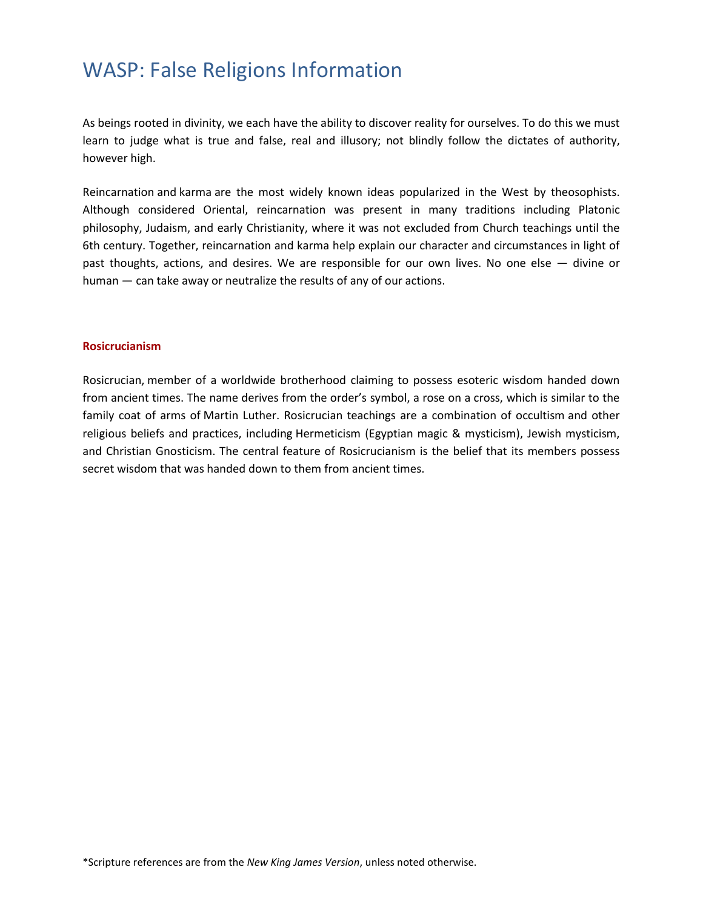# WASP: False Religions Information

As beings rooted in divinity, we each have the ability to discover reality for ourselves. To do this we must learn to judge what is true and false, real and illusory; not blindly follow the dictates of authority, however high.

Reincarnation and karma are the most widely known ideas popularized in the West by theosophists. Although considered Oriental, reincarnation was present in many traditions including Platonic philosophy, Judaism, and early Christianity, where it was not excluded from Church teachings until the 6th century. Together, reincarnation and karma help explain our character and circumstances in light of past thoughts, actions, and desires. We are responsible for our own lives. No one else — divine or human — can take away or neutralize the results of any of our actions.

**Rosicrucianism**

Rosicrucian, member of a worldwide brotherhood claiming to possess esoteric wisdom handed down from ancient times. The name derives from the order's symbol, a rose on a cross, which is similar to the family coat of arms of Martin Luther. Rosicrucian teachings are a combination of occultism and other religious beliefs and practices, including Hermeticism (Egyptian magic & mysticism), Jewish mysticism, and Christian Gnosticism. The central feature of Rosicrucianism is the belief that its members possess secret wisdom that was handed down to them from ancient times.

*Scripture references are from the *New King James Version*, unless noted otherwise.